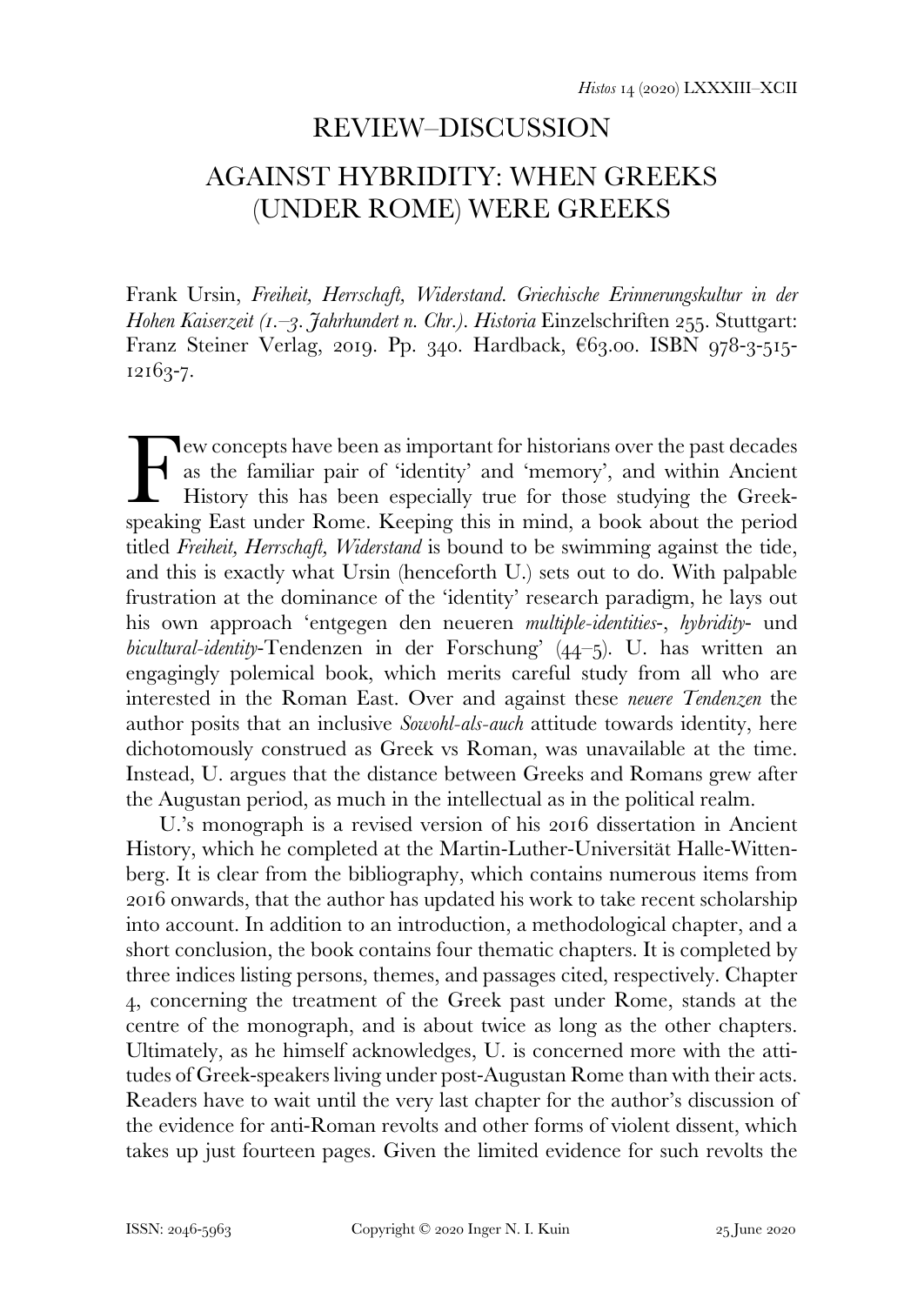# REVIEW–DISCUSSION

## AGAINST HYBRIDITY: WHEN GREEKS (UNDER ROME) WERE GREEKS

Frank Ursin, *Freiheit, Herrschaft, Widerstand. Griechische Erinnerungskultur in der Hohen Kaiserzeit (1.–3. Jahrhundert n. Chr.)*. *Historia* Einzelschriften 255. Stuttgart: Franz Steiner Verlag, 2019. Pp. 340. Hardback, €63.00. ISBN 978-3-515-12163-7.

Few concepts have been as important for historians over the past decades as the familiar pair of 'identity' and 'memory', and within Ancient History this has been especially true for those studying the Greek-speaking East under Rome. Keeping this in mind, a book about the period titled *Freiheit, Herrschaft, Widerstand* is bound to be swimming against the tide, and this is exactly what Ursin (henceforth U.) sets out to do. With palpable frustration at the dominance of the 'identity' research paradigm, he lays out his own approach 'entgegen den neueren *multiple-identities*-, *hybridity*- und *bicultural-identity*-Tendenzen in der Forschung' (44–5). U. has written an engagingly polemical book, which merits careful study from all who are interested in the Roman East. Over and against these *neuere Tendenzen* the author posits that an inclusive *Sowohl-als-auch* attitude towards identity, here dichotomously construed as Greek vs Roman, was unavailable at the time. Instead, U. argues that the distance between Greeks and Romans grew after the Augustan period, as much in the intellectual as in the political realm.

U.'s monograph is a revised version of his 2016 dissertation in Ancient History, which he completed at the Martin-Luther-Universität Halle-Wittenberg. It is clear from the bibliography, which contains numerous items from 2016 onwards, that the author has updated his work to take recent scholarship into account. In addition to an introduction, a methodological chapter, and a short conclusion, the book contains four thematic chapters. It is completed by three indices listing persons, themes, and passages cited, respectively. Chapter 4, concerning the treatment of the Greek past under Rome, stands at the centre of the monograph, and is about twice as long as the other chapters. Ultimately, as he himself acknowledges, U. is concerned more with the attitudes of Greek-speakers living under post-Augustan Rome than with their acts. Readers have to wait until the very last chapter for the author's discussion of the evidence for anti-Roman revolts and other forms of violent dissent, which takes up just fourteen pages. Given the limited evidence for such revolts the

ISSN: 2046-5963 Copyright © 2020 Inger N. I. Kuin 25 June 2020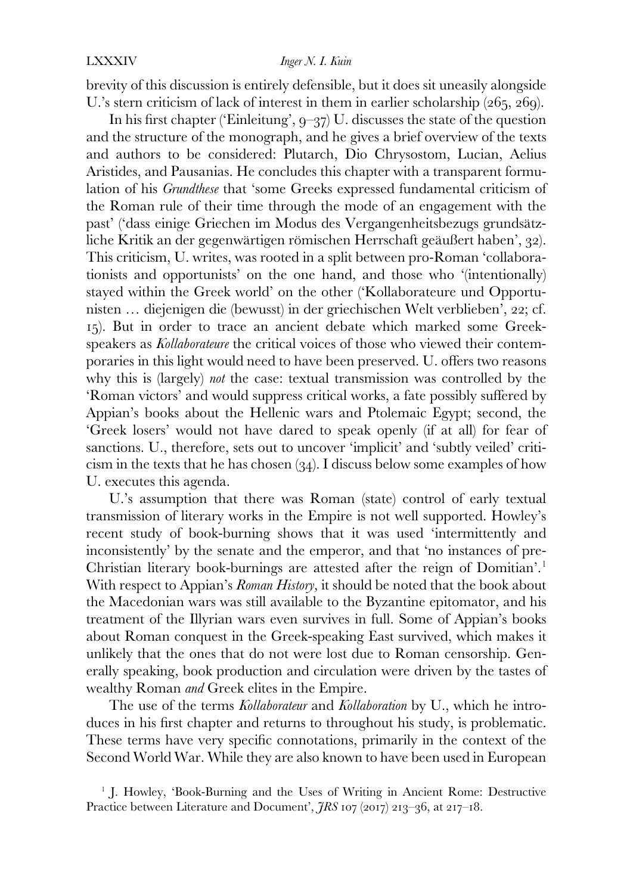brevity of this discussion is entirely defensible, but it does sit uneasily alongside U.'s stern criticism of lack of interest in them in earlier scholarship (265, 269).

In his first chapter ('Einleitung', 9–37) U. discusses the state of the question and the structure of the monograph, and he gives a brief overview of the texts and authors to be considered: Plutarch, Dio Chrysostom, Lucian, Aelius Aristides, and Pausanias. He concludes this chapter with a transparent formulation of his *Grundthese* that 'some Greeks expressed fundamental criticism of the Roman rule of their time through the mode of an engagement with the past' ('dass einige Griechen im Modus des Vergangenheitsbezugs grundsätzliche Kritik an der gegenwärtigen römischen Herrschaft geäußert haben', 32). This criticism, U. writes, was rooted in a split between pro-Roman 'collaborationists and opportunists' on the one hand, and those who '(intentionally) stayed within the Greek world' on the other ('Kollaborateure und Opportunisten … diejenigen die (bewusst) in der griechischen Welt verblieben', 22; cf. 15). But in order to trace an ancient debate which marked some Greek-speakers as *Kollaborateure* the critical voices of those who viewed their contemporaries in this light would need to have been preserved. U. offers two reasons why this is (largely) *not* the case: textual transmission was controlled by the 'Roman victors' and would suppress critical works, a fate possibly suffered by Appian's books about the Hellenic wars and Ptolemaic Egypt; second, the 'Greek losers' would not have dared to speak openly (if at all) for fear of sanctions. U., therefore, sets out to uncover 'implicit' and 'subtly veiled' criticism in the texts that he has chosen (34). I discuss below some examples of how U. executes this agenda.

U.'s assumption that there was Roman (state) control of early textual transmission of literary works in the Empire is not well supported. Howley's recent study of book-burning shows that it was used 'intermittently and inconsistently' by the senate and the emperor, and that 'no instances of pre-Christian literary book-burnings are attested after the reign of Domitian'.[1] With respect to Appian's *Roman History*, it should be noted that the book about the Macedonian wars was still available to the Byzantine epitomator, and his treatment of the Illyrian wars even survives in full. Some of Appian's books about Roman conquest in the Greek-speaking East survived, which makes it unlikely that the ones that do not were lost due to Roman censorship. Generally speaking, book production and circulation were driven by the tastes of wealthy Roman *and* Greek elites in the Empire.

The use of the terms *Kollaborateur* and *Kollaboration* by U., which he introduces in his first chapter and returns to throughout his study, is problematic. These terms have very specific connotations, primarily in the context of the Second World War. While they are also known to have been used in European

[1] J. Howley, 'Book-Burning and the Uses of Writing in Ancient Rome: Destructive Practice between Literature and Document', *JRS* 107 (2017) 213–36, at 217–18.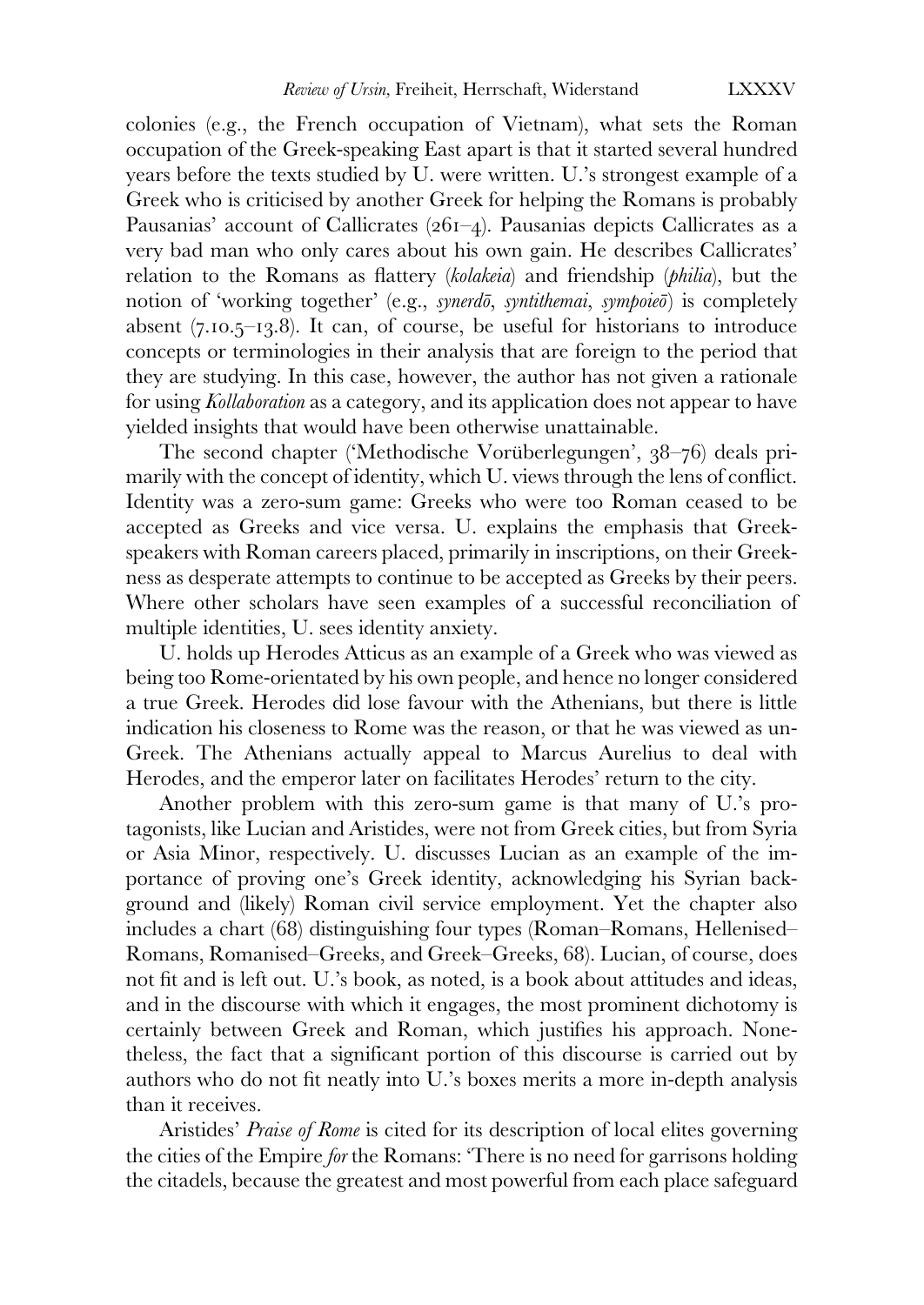colonies (e.g., the French occupation of Vietnam), what sets the Roman occupation of the Greek-speaking East apart is that it started several hundred years before the texts studied by U. were written. U.'s strongest example of a Greek who is criticised by another Greek for helping the Romans is probably Pausanias' account of Callicrates (261–4). Pausanias depicts Callicrates as a very bad man who only cares about his own gain. He describes Callicrates' relation to the Romans as flattery (*kolakeia*) and friendship (*philia*), but the notion of 'working together' (e.g., *synerdō*, *syntithemai*, *sympoieō*) is completely absent (7.10.5–13.8). It can, of course, be useful for historians to introduce concepts or terminologies in their analysis that are foreign to the period that they are studying. In this case, however, the author has not given a rationale for using *Kollaboration* as a category, and its application does not appear to have yielded insights that would have been otherwise unattainable.

The second chapter ('Methodische Vorüberlegungen', 38–76) deals primarily with the concept of identity, which U. views through the lens of conflict. Identity was a zero-sum game: Greeks who were too Roman ceased to be accepted as Greeks and vice versa. U. explains the emphasis that Greek-speakers with Roman careers placed, primarily in inscriptions, on their Greekness as desperate attempts to continue to be accepted as Greeks by their peers. Where other scholars have seen examples of a successful reconciliation of multiple identities, U. sees identity anxiety.

U. holds up Herodes Atticus as an example of a Greek who was viewed as being too Rome-orientated by his own people, and hence no longer considered a true Greek. Herodes did lose favour with the Athenians, but there is little indication his closeness to Rome was the reason, or that he was viewed as un-Greek. The Athenians actually appeal to Marcus Aurelius to deal with Herodes, and the emperor later on facilitates Herodes' return to the city.

Another problem with this zero-sum game is that many of U.'s protagonists, like Lucian and Aristides, were not from Greek cities, but from Syria or Asia Minor, respectively. U. discusses Lucian as an example of the importance of proving one's Greek identity, acknowledging his Syrian background and (likely) Roman civil service employment. Yet the chapter also includes a chart (68) distinguishing four types (Roman–Romans, Hellenised–Romans, Romanised–Greeks, and Greek–Greeks, 68). Lucian, of course, does not fit and is left out. U.'s book, as noted, is a book about attitudes and ideas, and in the discourse with which it engages, the most prominent dichotomy is certainly between Greek and Roman, which justifies his approach. Nonetheless, the fact that a significant portion of this discourse is carried out by authors who do not fit neatly into U.'s boxes merits a more in-depth analysis than it receives.

Aristides' *Praise of Rome* is cited for its description of local elites governing the cities of the Empire *for* the Romans: 'There is no need for garrisons holding the citadels, because the greatest and most powerful from each place safeguard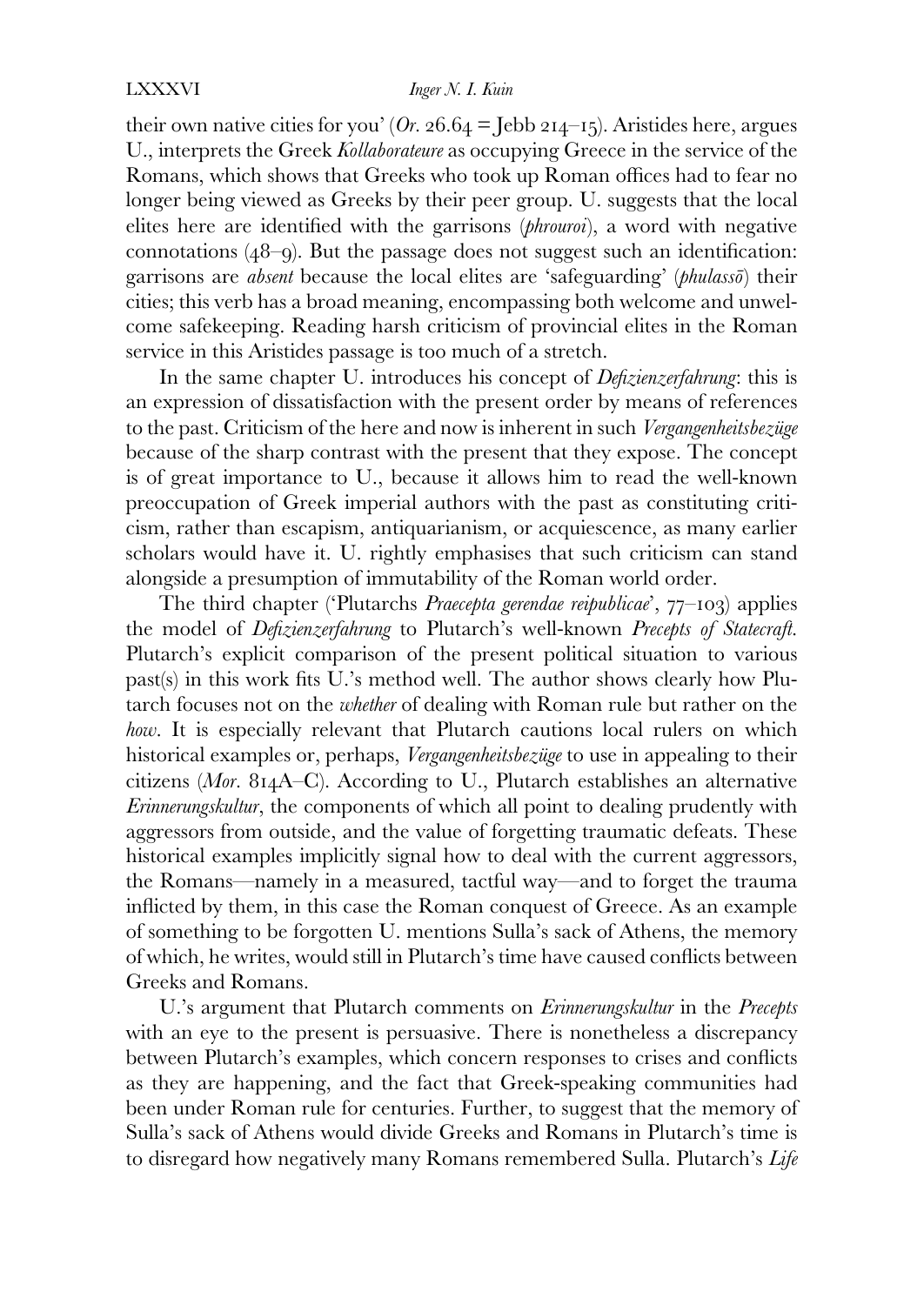their own native cities for you' (*Or.* 26.64 = Jebb 214–15). Aristides here, argues U., interprets the Greek *Kollaborateure* as occupying Greece in the service of the Romans, which shows that Greeks who took up Roman offices had to fear no longer being viewed as Greeks by their peer group. U. suggests that the local elites here are identified with the garrisons (*phrouroi*), a word with negative connotations (48–9). But the passage does not suggest such an identification: garrisons are *absent* because the local elites are 'safeguarding' (*phulassō*) their cities; this verb has a broad meaning, encompassing both welcome and unwelcome safekeeping. Reading harsh criticism of provincial elites in the Roman service in this Aristides passage is too much of a stretch.

In the same chapter U. introduces his concept of *Defizienzerfahrung*: this is an expression of dissatisfaction with the present order by means of references to the past. Criticism of the here and now is inherent in such *Vergangenheitsbezüge* because of the sharp contrast with the present that they expose. The concept is of great importance to U., because it allows him to read the well-known preoccupation of Greek imperial authors with the past as constituting criticism, rather than escapism, antiquarianism, or acquiescence, as many earlier scholars would have it. U. rightly emphasises that such criticism can stand alongside a presumption of immutability of the Roman world order.

The third chapter ('Plutarchs *Praecepta gerendae reipublicae*', 77–103) applies the model of *Defizienzerfahrung* to Plutarch's well-known *Precepts of Statecraft*. Plutarch's explicit comparison of the present political situation to various past(s) in this work fits U.'s method well. The author shows clearly how Plutarch focuses not on the *whether* of dealing with Roman rule but rather on the *how*. It is especially relevant that Plutarch cautions local rulers on which historical examples or, perhaps, *Vergangenheitsbezüge* to use in appealing to their citizens (*Mor.* 814A–C). According to U., Plutarch establishes an alternative *Erinnerungskultur*, the components of which all point to dealing prudently with aggressors from outside, and the value of forgetting traumatic defeats. These historical examples implicitly signal how to deal with the current aggressors, the Romans—namely in a measured, tactful way—and to forget the trauma inflicted by them, in this case the Roman conquest of Greece. As an example of something to be forgotten U. mentions Sulla's sack of Athens, the memory of which, he writes, would still in Plutarch's time have caused conflicts between Greeks and Romans.

U.'s argument that Plutarch comments on *Erinnerungskultur* in the *Precepts* with an eye to the present is persuasive. There is nonetheless a discrepancy between Plutarch's examples, which concern responses to crises and conflicts as they are happening, and the fact that Greek-speaking communities had been under Roman rule for centuries. Further, to suggest that the memory of Sulla's sack of Athens would divide Greeks and Romans in Plutarch's time is to disregard how negatively many Romans remembered Sulla. Plutarch's *Life*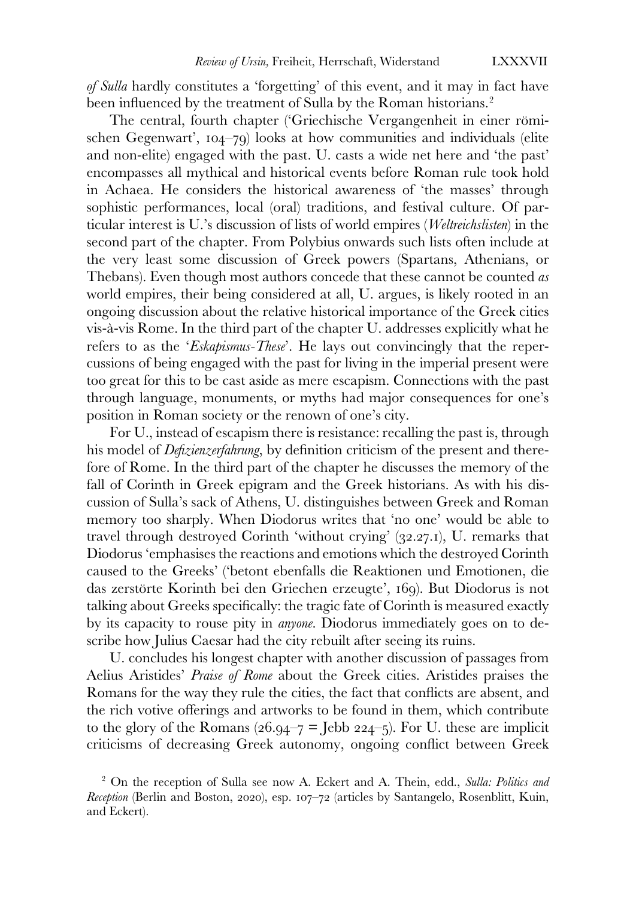*of Sulla* hardly constitutes a 'forgetting' of this event, and it may in fact have been influenced by the treatment of Sulla by the Roman historians.[2]

The central, fourth chapter ('Griechische Vergangenheit in einer römischen Gegenwart', 104–79) looks at how communities and individuals (elite and non-elite) engaged with the past. U. casts a wide net here and 'the past' encompasses all mythical and historical events before Roman rule took hold in Achaea. He considers the historical awareness of 'the masses' through sophistic performances, local (oral) traditions, and festival culture. Of particular interest is U.'s discussion of lists of world empires (*Weltreichslisten*) in the second part of the chapter. From Polybius onwards such lists often include at the very least some discussion of Greek powers (Spartans, Athenians, or Thebans). Even though most authors concede that these cannot be counted *as* world empires, their being considered at all, U. argues, is likely rooted in an ongoing discussion about the relative historical importance of the Greek cities vis-à-vis Rome. In the third part of the chapter U. addresses explicitly what he refers to as the '*Eskapismus-These*'. He lays out convincingly that the repercussions of being engaged with the past for living in the imperial present were too great for this to be cast aside as mere escapism. Connections with the past through language, monuments, or myths had major consequences for one's position in Roman society or the renown of one's city.

For U., instead of escapism there is resistance: recalling the past is, through his model of *Defizienzerfahrung*, by definition criticism of the present and therefore of Rome. In the third part of the chapter he discusses the memory of the fall of Corinth in Greek epigram and the Greek historians. As with his discussion of Sulla's sack of Athens, U. distinguishes between Greek and Roman memory too sharply. When Diodorus writes that 'no one' would be able to travel through destroyed Corinth 'without crying' (32.27.1), U. remarks that Diodorus 'emphasises the reactions and emotions which the destroyed Corinth caused to the Greeks' ('betont ebenfalls die Reaktionen und Emotionen, die das zerstörte Korinth bei den Griechen erzeugte', 169). But Diodorus is not talking about Greeks specifically: the tragic fate of Corinth is measured exactly by its capacity to rouse pity in *anyone*. Diodorus immediately goes on to describe how Julius Caesar had the city rebuilt after seeing its ruins.

U. concludes his longest chapter with another discussion of passages from Aelius Aristides' *Praise of Rome* about the Greek cities. Aristides praises the Romans for the way they rule the cities, the fact that conflicts are absent, and the rich votive offerings and artworks to be found in them, which contribute to the glory of the Romans (26.94–7 = Jebb 224–5). For U. these are implicit criticisms of decreasing Greek autonomy, ongoing conflict between Greek

[2] On the reception of Sulla see now A. Eckert and A. Thein, edd., *Sulla: Politics and Reception* (Berlin and Boston, 2020), esp. 107–72 (articles by Santangelo, Rosenblitt, Kuin, and Eckert).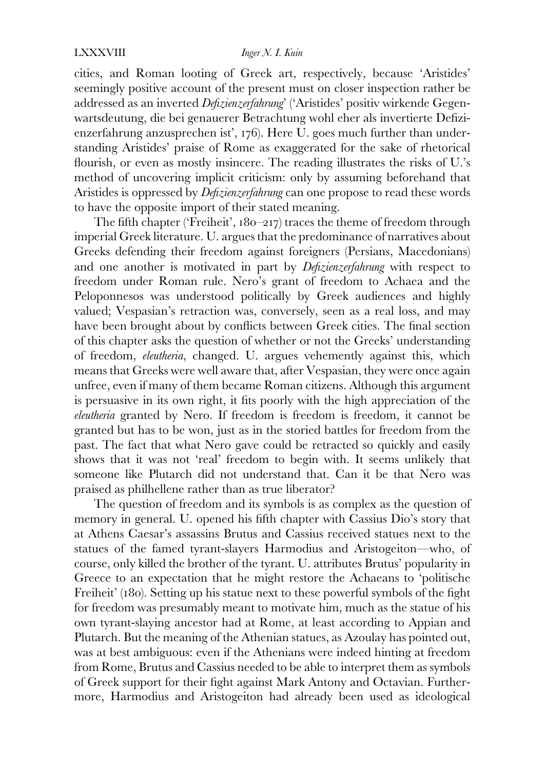cities, and Roman looting of Greek art, respectively, because 'Aristides' seemingly positive account of the present must on closer inspection rather be addressed as an inverted *Defizienzerfahrung*' ('Aristides' positiv wirkende Gegenwartsdeutung, die bei genauerer Betrachtung wohl eher als invertierte Defizienzerfahrung anzusprechen ist', 176). Here U. goes much further than understanding Aristides' praise of Rome as exaggerated for the sake of rhetorical flourish, or even as mostly insincere. The reading illustrates the risks of U.'s method of uncovering implicit criticism: only by assuming beforehand that Aristides is oppressed by *Defizienzerfahrung* can one propose to read these words to have the opposite import of their stated meaning.

The fifth chapter ('Freiheit', 180–217) traces the theme of freedom through imperial Greek literature. U. argues that the predominance of narratives about Greeks defending their freedom against foreigners (Persians, Macedonians) and one another is motivated in part by *Defizienzerfahrung* with respect to freedom under Roman rule. Nero's grant of freedom to Achaea and the Peloponnesos was understood politically by Greek audiences and highly valued; Vespasian's retraction was, conversely, seen as a real loss, and may have been brought about by conflicts between Greek cities. The final section of this chapter asks the question of whether or not the Greeks' understanding of freedom, *eleutheria*, changed. U. argues vehemently against this, which means that Greeks were well aware that, after Vespasian, they were once again unfree, even if many of them became Roman citizens. Although this argument is persuasive in its own right, it fits poorly with the high appreciation of the *eleutheria* granted by Nero. If freedom is freedom is freedom, it cannot be granted but has to be won, just as in the storied battles for freedom from the past. The fact that what Nero gave could be retracted so quickly and easily shows that it was not 'real' freedom to begin with. It seems unlikely that someone like Plutarch did not understand that. Can it be that Nero was praised as philhellene rather than as true liberator?

The question of freedom and its symbols is as complex as the question of memory in general. U. opened his fifth chapter with Cassius Dio's story that at Athens Caesar's assassins Brutus and Cassius received statues next to the statues of the famed tyrant-slayers Harmodius and Aristogeiton—who, of course, only killed the brother of the tyrant. U. attributes Brutus' popularity in Greece to an expectation that he might restore the Achaeans to 'politische Freiheit' (180). Setting up his statue next to these powerful symbols of the fight for freedom was presumably meant to motivate him, much as the statue of his own tyrant-slaying ancestor had at Rome, at least according to Appian and Plutarch. But the meaning of the Athenian statues, as Azoulay has pointed out, was at best ambiguous: even if the Athenians were indeed hinting at freedom from Rome, Brutus and Cassius needed to be able to interpret them as symbols of Greek support for their fight against Mark Antony and Octavian. Furthermore, Harmodius and Aristogeiton had already been used as ideological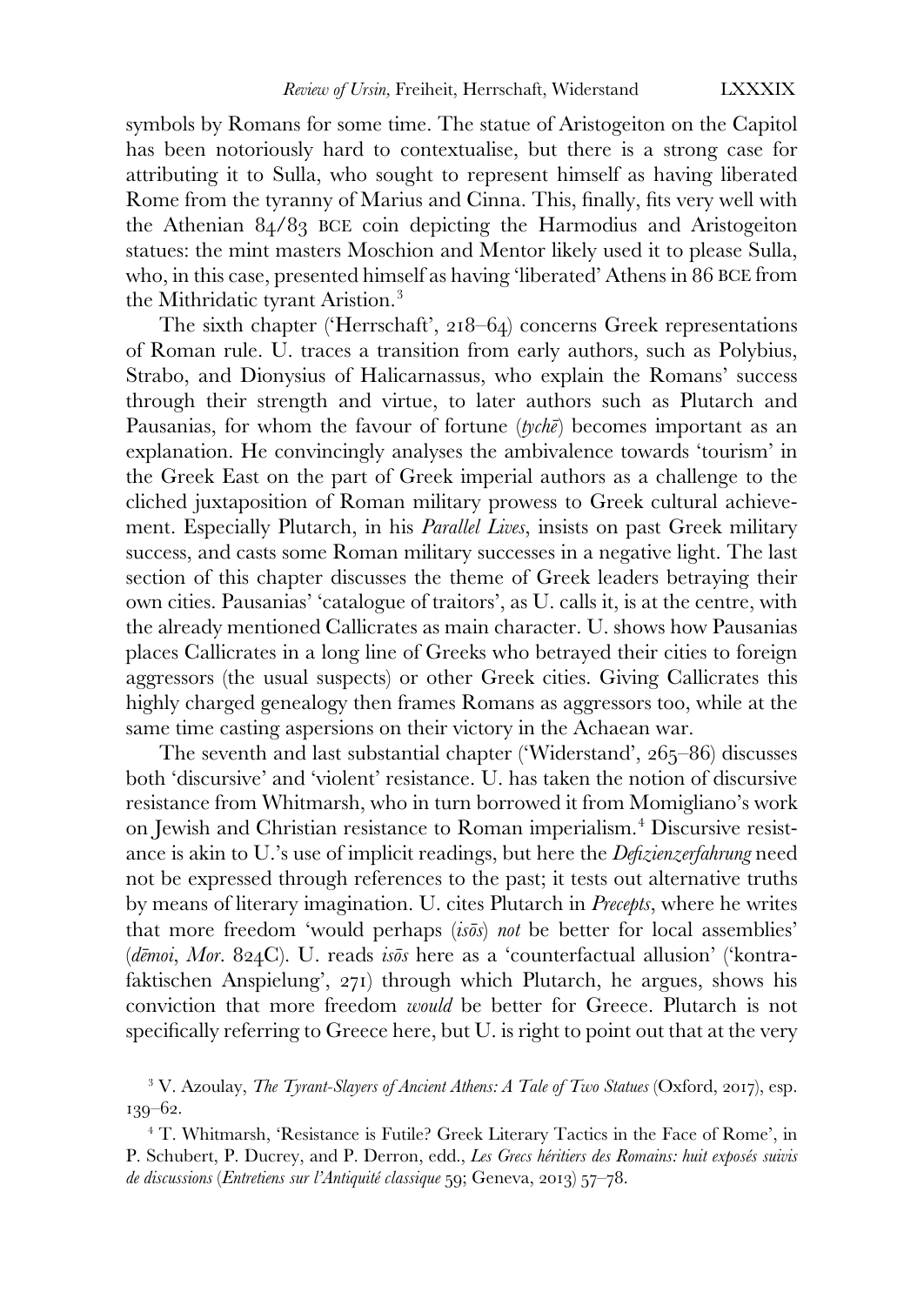symbols by Romans for some time. The statue of Aristogeiton on the Capitol has been notoriously hard to contextualise, but there is a strong case for attributing it to Sulla, who sought to represent himself as having liberated Rome from the tyranny of Marius and Cinna. This, finally, fits very well with the Athenian 84/83 BCE coin depicting the Harmodius and Aristogeiton statues: the mint masters Moschion and Mentor likely used it to please Sulla, who, in this case, presented himself as having 'liberated' Athens in 86 BCE from the Mithridatic tyrant Aristion.[3]

The sixth chapter ('Herrschaft', 218–64) concerns Greek representations of Roman rule. U. traces a transition from early authors, such as Polybius, Strabo, and Dionysius of Halicarnassus, who explain the Romans' success through their strength and virtue, to later authors such as Plutarch and Pausanias, for whom the favour of fortune (*tychē*) becomes important as an explanation. He convincingly analyses the ambivalence towards 'tourism' in the Greek East on the part of Greek imperial authors as a challenge to the cliched juxtaposition of Roman military prowess to Greek cultural achievement. Especially Plutarch, in his *Parallel Lives*, insists on past Greek military success, and casts some Roman military successes in a negative light. The last section of this chapter discusses the theme of Greek leaders betraying their own cities. Pausanias' 'catalogue of traitors', as U. calls it, is at the centre, with the already mentioned Callicrates as main character. U. shows how Pausanias places Callicrates in a long line of Greeks who betrayed their cities to foreign aggressors (the usual suspects) or other Greek cities. Giving Callicrates this highly charged genealogy then frames Romans as aggressors too, while at the same time casting aspersions on their victory in the Achaean war.

The seventh and last substantial chapter ('Widerstand', 265–86) discusses both 'discursive' and 'violent' resistance. U. has taken the notion of discursive resistance from Whitmarsh, who in turn borrowed it from Momigliano's work on Jewish and Christian resistance to Roman imperialism.[4] Discursive resistance is akin to U.'s use of implicit readings, but here the *Defizienzerfahrung* need not be expressed through references to the past; it tests out alternative truths by means of literary imagination. U. cites Plutarch in *Precepts*, where he writes that more freedom 'would perhaps (*isōs*) *not* be better for local assemblies' (*dēmoi*, *Mor*. 824C). U. reads *isōs* here as a 'counterfactual allusion' ('kontrafaktischen Anspielung', 271) through which Plutarch, he argues, shows his conviction that more freedom *would* be better for Greece. Plutarch is not specifically referring to Greece here, but U. is right to point out that at the very

[3] V. Azoulay, *The Tyrant-Slayers of Ancient Athens: A Tale of Two Statues* (Oxford, 2017), esp. 139–62.

[4] T. Whitmarsh, 'Resistance is Futile? Greek Literary Tactics in the Face of Rome', in P. Schubert, P. Ducrey, and P. Derron, edd., *Les Grecs héritiers des Romains: huit exposés suivis de discussions* (*Entretiens sur l'Antiquité classique* 59; Geneva, 2013) 57–78.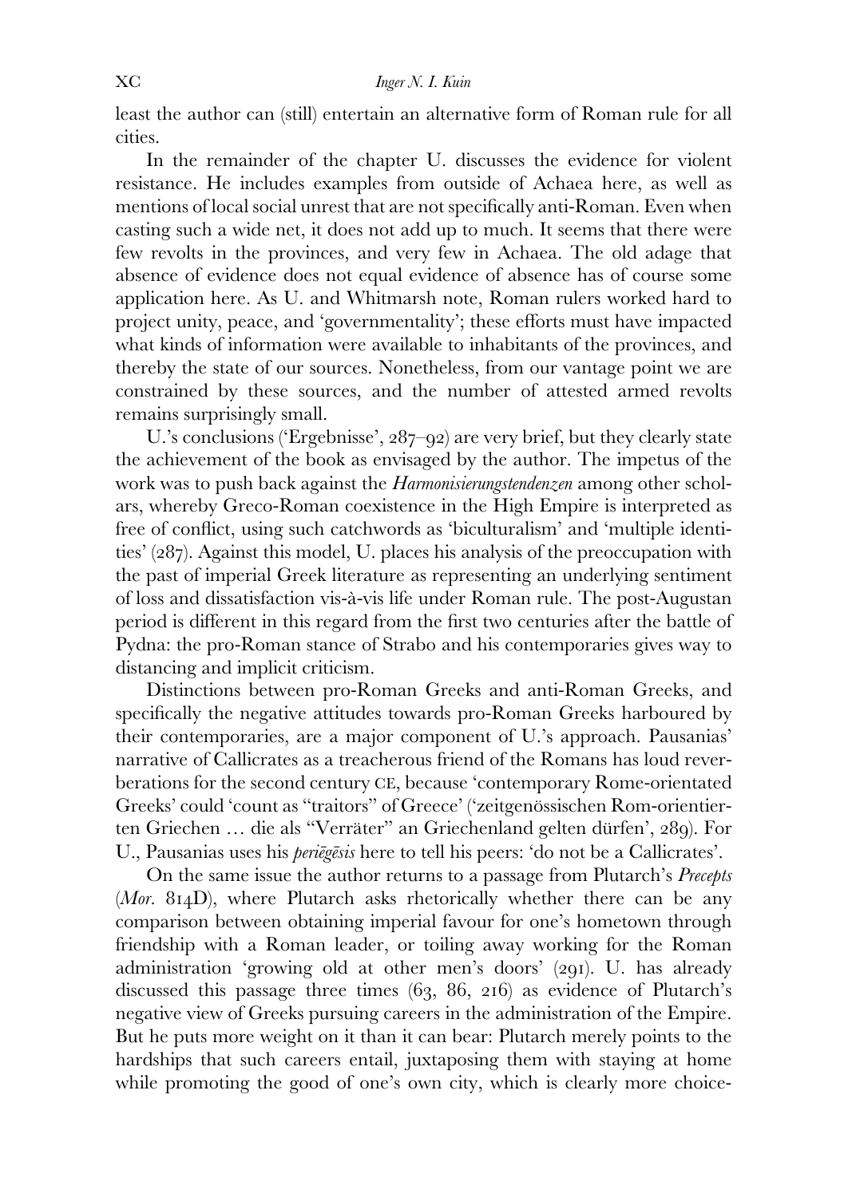least the author can (still) entertain an alternative form of Roman rule for all cities.

In the remainder of the chapter U. discusses the evidence for violent resistance. He includes examples from outside of Achaea here, as well as mentions of local social unrest that are not specifically anti-Roman. Even when casting such a wide net, it does not add up to much. It seems that there were few revolts in the provinces, and very few in Achaea. The old adage that absence of evidence does not equal evidence of absence has of course some application here. As U. and Whitmarsh note, Roman rulers worked hard to project unity, peace, and 'governmentality'; these efforts must have impacted what kinds of information were available to inhabitants of the provinces, and thereby the state of our sources. Nonetheless, from our vantage point we are constrained by these sources, and the number of attested armed revolts remains surprisingly small.

U.'s conclusions ('Ergebnisse', 287–92) are very brief, but they clearly state the achievement of the book as envisaged by the author. The impetus of the work was to push back against the *Harmonisierungstendenzen* among other scholars, whereby Greco-Roman coexistence in the High Empire is interpreted as free of conflict, using such catchwords as 'biculturalism' and 'multiple identities' (287). Against this model, U. places his analysis of the preoccupation with the past of imperial Greek literature as representing an underlying sentiment of loss and dissatisfaction vis-à-vis life under Roman rule. The post-Augustan period is different in this regard from the first two centuries after the battle of Pydna: the pro-Roman stance of Strabo and his contemporaries gives way to distancing and implicit criticism.

Distinctions between pro-Roman Greeks and anti-Roman Greeks, and specifically the negative attitudes towards pro-Roman Greeks harboured by their contemporaries, are a major component of U.'s approach. Pausanias' narrative of Callicrates as a treacherous friend of the Romans has loud reverberations for the second century CE, because 'contemporary Rome-orientated Greeks' could 'count as "traitors" of Greece' ('zeitgenössischen Rom-orientierten Griechen … die als "Verräter" an Griechenland gelten dürfen', 289). For U., Pausanias uses his *periēgēsis* here to tell his peers: 'do not be a Callicrates'.

On the same issue the author returns to a passage from Plutarch's *Precepts* (*Mor.* 814D), where Plutarch asks rhetorically whether there can be any comparison between obtaining imperial favour for one's hometown through friendship with a Roman leader, or toiling away working for the Roman administration 'growing old at other men's doors' (291). U. has already discussed this passage three times (63, 86, 216) as evidence of Plutarch's negative view of Greeks pursuing careers in the administration of the Empire. But he puts more weight on it than it can bear: Plutarch merely points to the hardships that such careers entail, juxtaposing them with staying at home while promoting the good of one's own city, which is clearly more choice-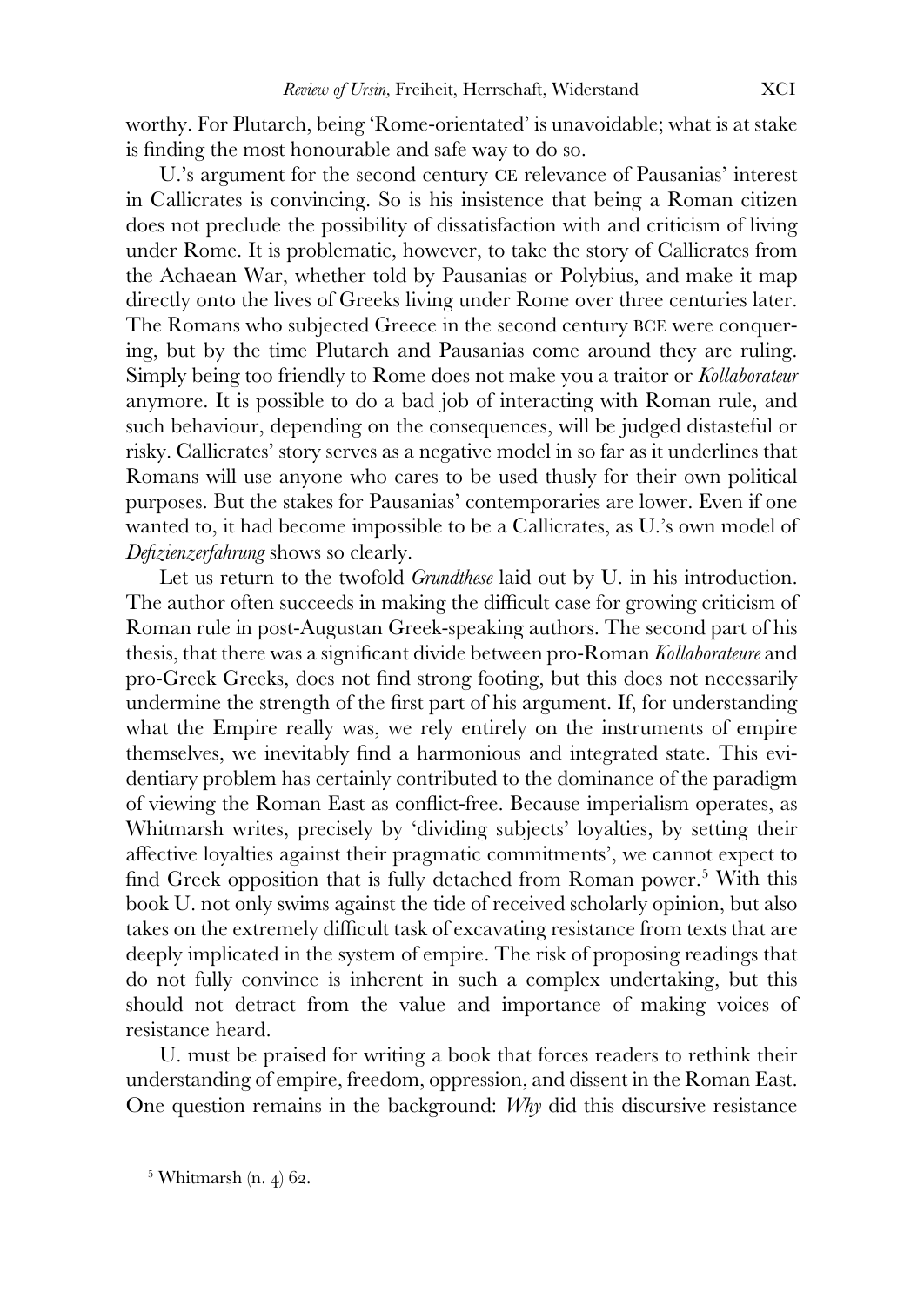worthy. For Plutarch, being 'Rome-orientated' is unavoidable; what is at stake is finding the most honourable and safe way to do so.

U.'s argument for the second century CE relevance of Pausanias' interest in Callicrates is convincing. So is his insistence that being a Roman citizen does not preclude the possibility of dissatisfaction with and criticism of living under Rome. It is problematic, however, to take the story of Callicrates from the Achaean War, whether told by Pausanias or Polybius, and make it map directly onto the lives of Greeks living under Rome over three centuries later. The Romans who subjected Greece in the second century BCE were conquering, but by the time Plutarch and Pausanias come around they are ruling. Simply being too friendly to Rome does not make you a traitor or *Kollaborateur* anymore. It is possible to do a bad job of interacting with Roman rule, and such behaviour, depending on the consequences, will be judged distasteful or risky. Callicrates' story serves as a negative model in so far as it underlines that Romans will use anyone who cares to be used thusly for their own political purposes. But the stakes for Pausanias' contemporaries are lower. Even if one wanted to, it had become impossible to be a Callicrates, as U.'s own model of *Defizienzerfahrung* shows so clearly.

Let us return to the twofold *Grundthese* laid out by U. in his introduction. The author often succeeds in making the difficult case for growing criticism of Roman rule in post-Augustan Greek-speaking authors. The second part of his thesis, that there was a significant divide between pro-Roman *Kollaborateure* and pro-Greek Greeks, does not find strong footing, but this does not necessarily undermine the strength of the first part of his argument. If, for understanding what the Empire really was, we rely entirely on the instruments of empire themselves, we inevitably find a harmonious and integrated state. This evidentiary problem has certainly contributed to the dominance of the paradigm of viewing the Roman East as conflict-free. Because imperialism operates, as Whitmarsh writes, precisely by 'dividing subjects' loyalties, by setting their affective loyalties against their pragmatic commitments', we cannot expect to find Greek opposition that is fully detached from Roman power.[5] With this book U. not only swims against the tide of received scholarly opinion, but also takes on the extremely difficult task of excavating resistance from texts that are deeply implicated in the system of empire. The risk of proposing readings that do not fully convince is inherent in such a complex undertaking, but this should not detract from the value and importance of making voices of resistance heard.

U. must be praised for writing a book that forces readers to rethink their understanding of empire, freedom, oppression, and dissent in the Roman East. One question remains in the background: *Why* did this discursive resistance

[5] Whitmarsh (n. 4) 62.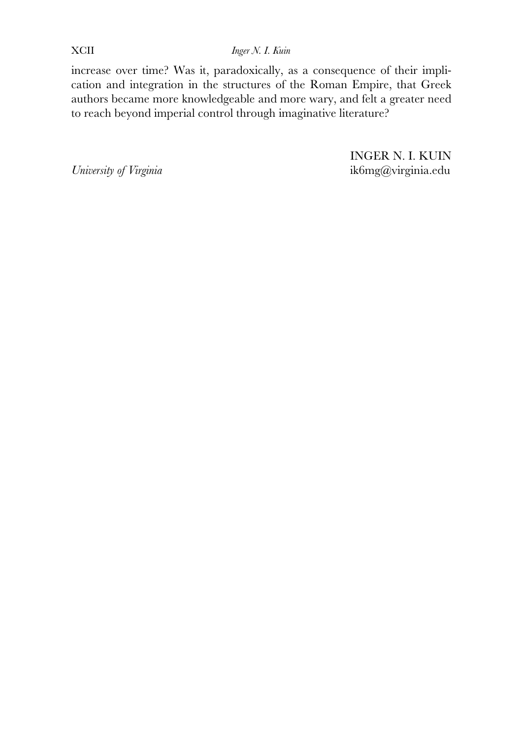increase over time? Was it, paradoxically, as a consequence of their implication and integration in the structures of the Roman Empire, that Greek authors became more knowledgeable and more wary, and felt a greater need to reach beyond imperial control through imaginative literature?

INGER N. I. KUIN

*University of Virginia* ik6mg@virginia.edu